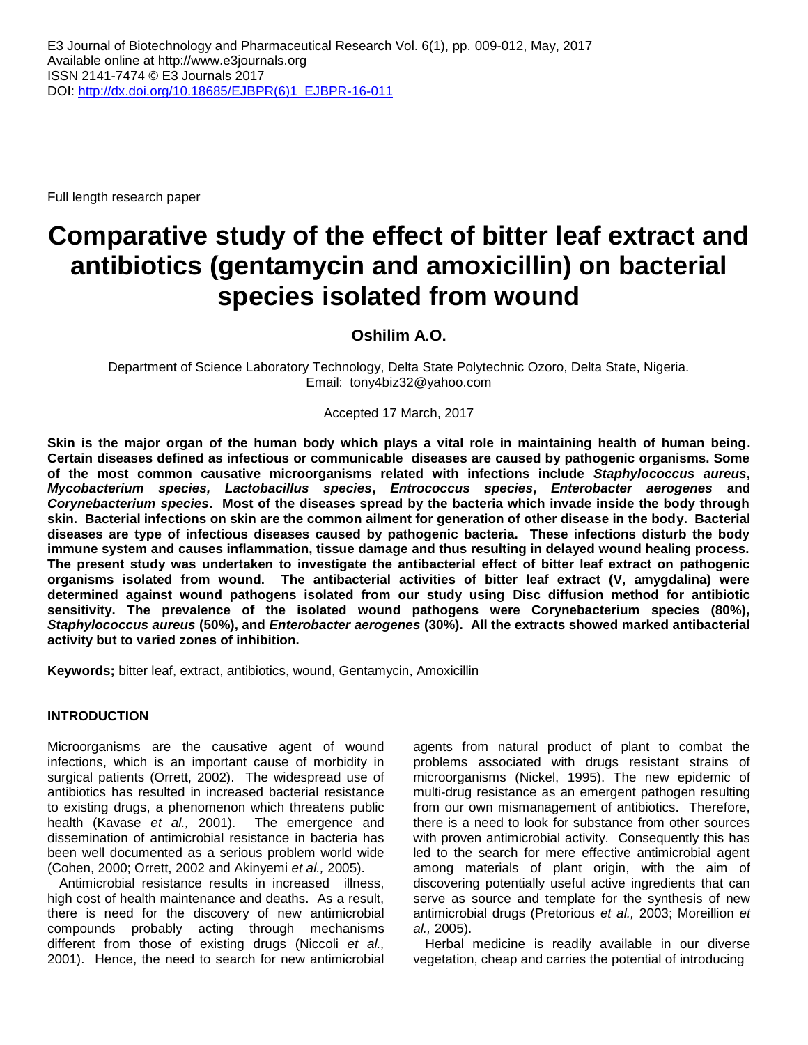E3 Journal of Biotechnology and Pharmaceutical Research Vol. 6(1), pp. 009-012, May, 2017
Available online at http://www.e3journals.org
ISSN 2141-7474 © E3 Journals 2017
DOI: http://dx.doi.org/10.18685/EJBPR(6)1_EJBPR-16-011

Full length research paper

# Comparative study of the effect of bitter leaf extract and antibiotics (gentamycin and amoxicillin) on bacterial species isolated from wound

**Oshilim A.O.**

Department of Science Laboratory Technology, Delta State Polytechnic Ozoro, Delta State, Nigeria.
Email: tony4biz32@yahoo.com

Accepted 17 March, 2017

**Skin is the major organ of the human body which plays a vital role in maintaining health of human being. Certain diseases defined as infectious or communicable diseases are caused by pathogenic organisms. Some of the most common causative microorganisms related with infections include *Staphylococcus aureus*, *Mycobacterium species, Lactobacillus species*, *Entrococcus species*, *Enterobacter aerogenes* and *Corynebacterium species*. Most of the diseases spread by the bacteria which invade inside the body through skin. Bacterial infections on skin are the common ailment for generation of other disease in the body. Bacterial diseases are type of infectious diseases caused by pathogenic bacteria. These infections disturb the body immune system and causes inflammation, tissue damage and thus resulting in delayed wound healing process. The present study was undertaken to investigate the antibacterial effect of bitter leaf extract on pathogenic organisms isolated from wound. The antibacterial activities of bitter leaf extract (V, amygdalina) were determined against wound pathogens isolated from our study using Disc diffusion method for antibiotic sensitivity. The prevalence of the isolated wound pathogens were Corynebacterium species (80%), *Staphylococcus aureus* (50%), and *Enterobacter aerogenes* (30%). All the extracts showed marked antibacterial activity but to varied zones of inhibition.**

**Keywords;** bitter leaf, extract, antibiotics, wound, Gentamycin, Amoxicillin

## INTRODUCTION

Microorganisms are the causative agent of wound infections, which is an important cause of morbidity in surgical patients (Orrett, 2002). The widespread use of antibiotics has resulted in increased bacterial resistance to existing drugs, a phenomenon which threatens public health (Kavase *et al.,* 2001). The emergence and dissemination of antimicrobial resistance in bacteria has been well documented as a serious problem world wide (Cohen, 2000; Orrett, 2002 and Akinyemi *et al.,* 2005).

Antimicrobial resistance results in increased illness, high cost of health maintenance and deaths. As a result, there is need for the discovery of new antimicrobial compounds probably acting through mechanisms different from those of existing drugs (Niccoli *et al.,* 2001). Hence, the need to search for new antimicrobial agents from natural product of plant to combat the problems associated with drugs resistant strains of microorganisms (Nickel, 1995). The new epidemic of multi-drug resistance as an emergent pathogen resulting from our own mismanagement of antibiotics. Therefore, there is a need to look for substance from other sources with proven antimicrobial activity. Consequently this has led to the search for mere effective antimicrobial agent among materials of plant origin, with the aim of discovering potentially useful active ingredients that can serve as source and template for the synthesis of new antimicrobial drugs (Pretorious *et al.,* 2003; Moreillion *et al.,* 2005).

Herbal medicine is readily available in our diverse vegetation, cheap and carries the potential of introducing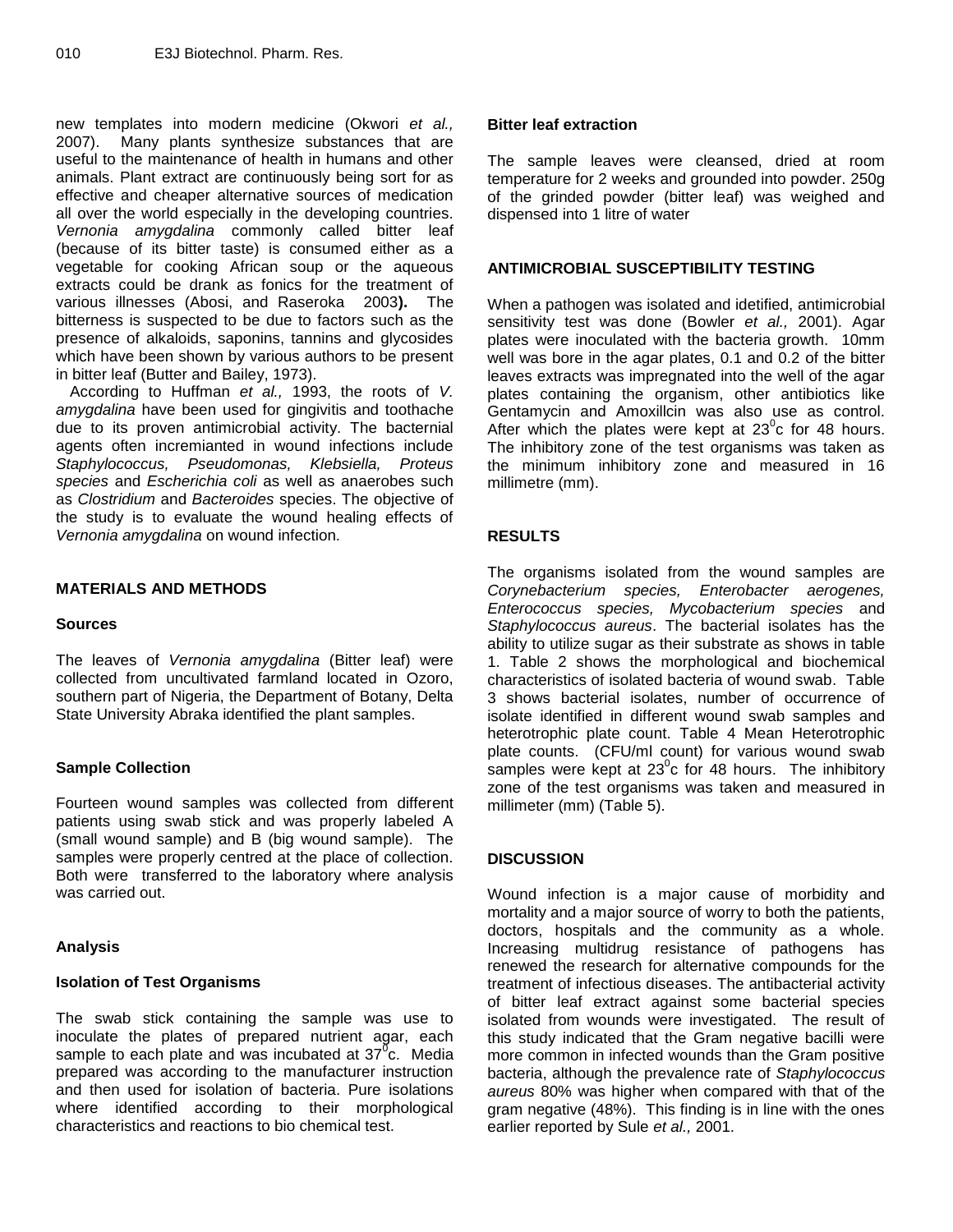new templates into modern medicine (Okwori *et al.,* 2007). Many plants synthesize substances that are useful to the maintenance of health in humans and other animals. Plant extract are continuously being sort for as effective and cheaper alternative sources of medication all over the world especially in the developing countries. *Vernonia amygdalina* commonly called bitter leaf (because of its bitter taste) is consumed either as a vegetable for cooking African soup or the aqueous extracts could be drank as fonics for the treatment of various illnesses (Abosi, and Raseroka 2003**).** The bitterness is suspected to be due to factors such as the presence of alkaloids, saponins, tannins and glycosides which have been shown by various authors to be present in bitter leaf (Butter and Bailey, 1973).

According to Huffman *et al.,* 1993, the roots of *V. amygdalina* have been used for gingivitis and toothache due to its proven antimicrobial activity. The bacternial agents often incremianted in wound infections include *Staphylococcus, Pseudomonas, Klebsiella, Proteus species* and *Escherichia coli* as well as anaerobes such as *Clostridium* and *Bacteroides* species. The objective of the study is to evaluate the wound healing effects of *Vernonia amygdalina* on wound infection.

## MATERIALS AND METHODS

### Sources

The leaves of *Vernonia amygdalina* (Bitter leaf) were collected from uncultivated farmland located in Ozoro, southern part of Nigeria, the Department of Botany, Delta State University Abraka identified the plant samples.

### Sample Collection

Fourteen wound samples was collected from different patients using swab stick and was properly labeled A (small wound sample) and B (big wound sample). The samples were properly centred at the place of collection. Both were transferred to the laboratory where analysis was carried out.

### Analysis

### Isolation of Test Organisms

The swab stick containing the sample was use to inoculate the plates of prepared nutrient agar, each sample to each plate and was incubated at $37^0$c. Media prepared was according to the manufacturer instruction and then used for isolation of bacteria. Pure isolations where identified according to their morphological characteristics and reactions to bio chemical test.

### Bitter leaf extraction

The sample leaves were cleansed, dried at room temperature for 2 weeks and grounded into powder. 250g of the grinded powder (bitter leaf) was weighed and dispensed into 1 litre of water

## ANTIMICROBIAL SUSCEPTIBILITY TESTING

When a pathogen was isolated and idetified, antimicrobial sensitivity test was done (Bowler *et al.,* 2001). Agar plates were inoculated with the bacteria growth. 10mm well was bore in the agar plates, 0.1 and 0.2 of the bitter leaves extracts was impregnated into the well of the agar plates containing the organism, other antibiotics like Gentamycin and Amoxillcin was also use as control. After which the plates were kept at $23^0$c for 48 hours. The inhibitory zone of the test organisms was taken as the minimum inhibitory zone and measured in 16 millimetre (mm).

## RESULTS

The organisms isolated from the wound samples are *Corynebacterium species, Enterobacter aerogenes, Enterococcus species, Mycobacterium species* and *Staphylococcus aureus*. The bacterial isolates has the ability to utilize sugar as their substrate as shows in table 1. Table 2 shows the morphological and biochemical characteristics of isolated bacteria of wound swab. Table 3 shows bacterial isolates, number of occurrence of isolate identified in different wound swab samples and heterotrophic plate count. Table 4 Mean Heterotrophic plate counts. (CFU/ml count) for various wound swab samples were kept at $23^0$c for 48 hours. The inhibitory zone of the test organisms was taken and measured in millimeter (mm) (Table 5).

## DISCUSSION

Wound infection is a major cause of morbidity and mortality and a major source of worry to both the patients, doctors, hospitals and the community as a whole. Increasing multidrug resistance of pathogens has renewed the research for alternative compounds for the treatment of infectious diseases. The antibacterial activity of bitter leaf extract against some bacterial species isolated from wounds were investigated. The result of this study indicated that the Gram negative bacilli were more common in infected wounds than the Gram positive bacteria, although the prevalence rate of *Staphylococcus aureus* 80% was higher when compared with that of the gram negative (48%). This finding is in line with the ones earlier reported by Sule *et al.,* 2001.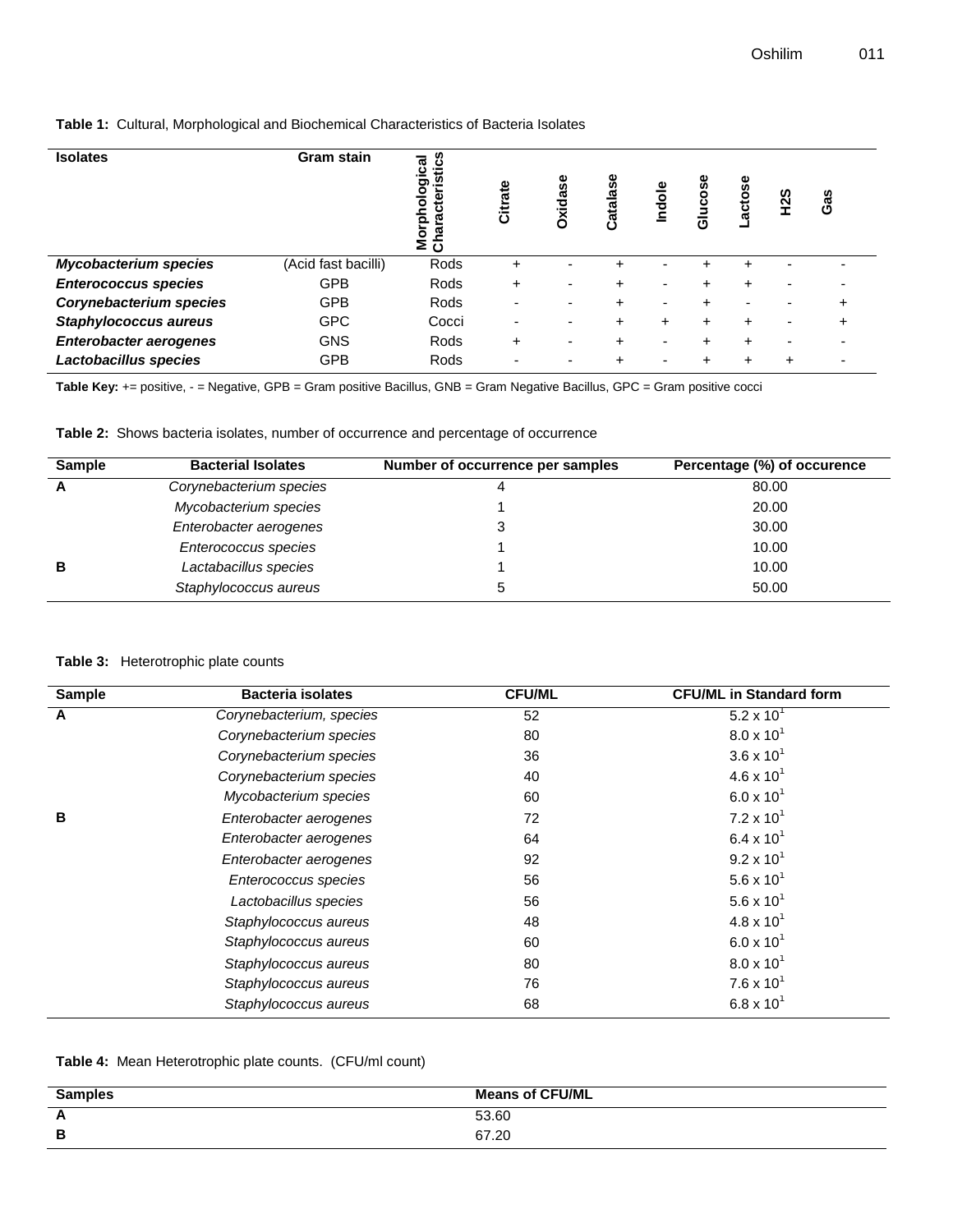**Table 1:** Cultural, Morphological and Biochemical Characteristics of Bacteria Isolates

| Isolates | Gram stain | Morphological Characteristics | Citrate | Oxidase | Catalase | Indole | Glucose | Lactose | H2S | Gas |
|---|---|---|---|---|---|---|---|---|---|---|
| ***Mycobacterium species*** | (Acid fast bacilli) | Rods | + | - | + | - | + | + | - | - |
| ***Enterococcus species*** | GPB | Rods | + | - | + | - | + | + | - | - |
| ***Corynebacterium species*** | GPB | Rods | - | - | + | - | + | - | - | + |
| ***Staphylococcus aureus*** | GPC | Cocci | - | - | + | + | + | + | - | + |
| ***Enterobacter aerogenes*** | GNS | Rods | + | - | + | - | + | + | - | - |
| ***Lactobacillus species*** | GPB | Rods | - | - | + | - | + | + | + | - |

**Table Key:** += positive, - = Negative, GPB = Gram positive Bacillus, GNB = Gram Negative Bacillus, GPC = Gram positive cocci

**Table 2:** Shows bacteria isolates, number of occurrence and percentage of occurrence

| Sample | Bacterial Isolates | Number of occurrence per samples | Percentage (%) of occurence |
|---|---|---|---|
| **A** | *Corynebacterium species* | 4 | 80.00 |
| | *Mycobacterium species* | 1 | 20.00 |
| | *Enterobacter aerogenes* | 3 | 30.00 |
| | *Enterococcus species* | 1 | 10.00 |
| **B** | *Lactabacillus species* | 1 | 10.00 |
| | *Staphylococcus aureus* | 5 | 50.00 |

**Table 3:** Heterotrophic plate counts

| Sample | Bacteria isolates | CFU/ML | CFU/ML in Standard form |
|---|---|---|---|
| **A** | *Corynebacterium, species* | 52 | $5.2 \times 10^1$ |
| | *Corynebacterium species* | 80 | $8.0 \times 10^1$ |
| | *Corynebacterium species* | 36 | $3.6 \times 10^1$ |
| | *Corynebacterium species* | 40 | $4.6 \times 10^1$ |
| | *Mycobacterium species* | 60 | $6.0 \times 10^1$ |
| **B** | *Enterobacter aerogenes* | 72 | $7.2 \times 10^1$ |
| | *Enterobacter aerogenes* | 64 | $6.4 \times 10^1$ |
| | *Enterobacter aerogenes* | 92 | $9.2 \times 10^1$ |
| | *Enterococcus species* | 56 | $5.6 \times 10^1$ |
| | *Lactobacillus species* | 56 | $5.6 \times 10^1$ |
| | *Staphylococcus aureus* | 48 | $4.8 \times 10^1$ |
| | *Staphylococcus aureus* | 60 | $6.0 \times 10^1$ |
| | *Staphylococcus aureus* | 80 | $8.0 \times 10^1$ |
| | *Staphylococcus aureus* | 76 | $7.6 \times 10^1$ |
| | *Staphylococcus aureus* | 68 | $6.8 \times 10^1$ |

**Table 4:** Mean Heterotrophic plate counts. (CFU/ml count)

| Samples | Means of CFU/ML |
|---|---|
| **A** | 53.60 |
| **B** | 67.20 |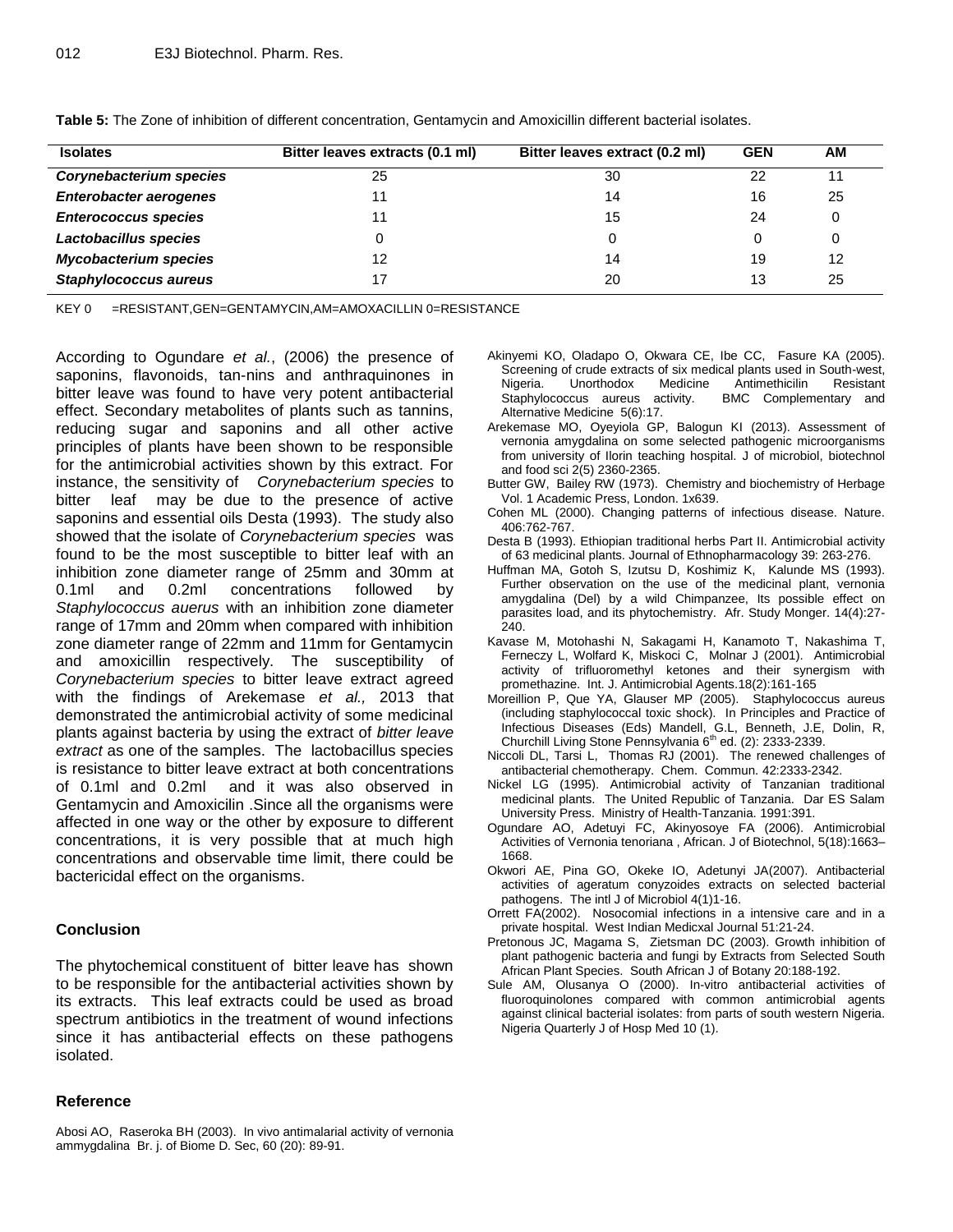**Table 5:** The Zone of inhibition of different concentration, Gentamycin and Amoxicillin different bacterial isolates.

| Isolates | Bitter leaves extracts (0.1 ml) | Bitter leaves extract (0.2 ml) | GEN | AM |
|---|---|---|---|---|
| ***Corynebacterium species*** | 25 | 30 | 22 | 11 |
| ***Enterobacter aerogenes*** | 11 | 14 | 16 | 25 |
| ***Enterococcus species*** | 11 | 15 | 24 | 0 |
| ***Lactobacillus species*** | 0 | 0 | 0 | 0 |
| ***Mycobacterium species*** | 12 | 14 | 19 | 12 |
| ***Staphylococcus aureus*** | 17 | 20 | 13 | 25 |

KEY 0 =RESISTANT,GEN=GENTAMYCIN,AM=AMOXACILLIN 0=RESISTANCE

According to Ogundare *et al.*, (2006) the presence of saponins, flavonoids, tan-nins and anthraquinones in bitter leave was found to have very potent antibacterial effect. Secondary metabolites of plants such as tannins, reducing sugar and saponins and all other active principles of plants have been shown to be responsible for the antimicrobial activities shown by this extract. For instance, the sensitivity of *Corynebacterium species* to bitter leaf may be due to the presence of active saponins and essential oils Desta (1993). The study also showed that the isolate of *Corynebacterium species* was found to be the most susceptible to bitter leaf with an inhibition zone diameter range of 25mm and 30mm at 0.1ml and 0.2ml concentrations followed by *Staphylococcus auerus* with an inhibition zone diameter range of 17mm and 20mm when compared with inhibition zone diameter range of 22mm and 11mm for Gentamycin and amoxicillin respectively. The susceptibility of *Corynebacterium species* to bitter leave extract agreed with the findings of Arekemase *et al.,* 2013 that demonstrated the antimicrobial activity of some medicinal plants against bacteria by using the extract of *bitter leave extract* as one of the samples. The lactobacillus species is resistance to bitter leave extract at both concentrations of 0.1ml and 0.2ml and it was also observed in Gentamycin and Amoxicillin .Since all the organisms were affected in one way or the other by exposure to different concentrations, it is very possible that at much high concentrations and observable time limit, there could be bactericidal effect on the organisms.

## Conclusion

The phytochemical constituent of bitter leave has shown to be responsible for the antibacterial activities shown by its extracts. This leaf extracts could be used as broad spectrum antibiotics in the treatment of wound infections since it has antibacterial effects on these pathogens isolated.

## Reference

Abosi AO, Raseroka BH (2003). In vivo antimalarial activity of vernonia ammygdalina Br. j. of Biome D. Sec, 60 (20): 89-91.

Akinyemi KO, Oladapo O, Okwara CE, Ibe CC, Fasure KA (2005). Screening of crude extracts of six medical plants used in South-west, Nigeria. Unorthodox Medicine Antimethicilin Resistant Staphylococcus aureus activity. BMC Complementary and Alternative Medicine 5(6):17.

Arekemase MO, Oyeyiola GP, Balogun KI (2013). Assessment of vernonia amygdalina on some selected pathogenic microorganisms from university of Ilorin teaching hospital. J of microbiol, biotechnol and food sci 2(5) 2360-2365.

Butter GW, Bailey RW (1973). Chemistry and biochemistry of Herbage Vol. 1 Academic Press, London. 1x639.

Cohen ML (2000). Changing patterns of infectious disease. Nature. 406:762-767.

Desta B (1993). Ethiopian traditional herbs Part II. Antimicrobial activity of 63 medicinal plants. Journal of Ethnopharmacology 39: 263-276.

Huffman MA, Gotoh S, Izutsu D, Koshimiz K, Kalunde MS (1993). Further observation on the use of the medicinal plant, vernonia amygdalina (Del) by a wild Chimpanzee, Its possible effect on parasites load, and its phytochemistry. Afr. Study Monger. 14(4):27-240.

Kavase M, Motohashi N, Sakagami H, Kanamoto T, Nakashima T, Ferneczy L, Wolfard K, Miskoci C, Molnar J (2001). Antimicrobial activity of trifluoromethyl ketones and their synergism with promethazine. Int. J. Antimicrobial Agents.18(2):161-165

Moreillion P, Que YA, Glauser MP (2005). Staphylococcus aureus (including staphylococcal toxic shock). In Principles and Practice of Infectious Diseases (Eds) Mandell, G.L, Benneth, J.E, Dolin, R, Churchill Living Stone Pennsylvania 6th ed. (2): 2333-2339.

Niccoli DL, Tarsi L, Thomas RJ (2001). The renewed challenges of antibacterial chemotherapy. Chem. Commun. 42:2333-2342.

Nickel LG (1995). Antimicrobial activity of Tanzanian traditional medicinal plants. The United Republic of Tanzania. Dar ES Salam University Press. Ministry of Health-Tanzania. 1991:391.

Ogundare AO, Adetuyi FC, Akinyosoye FA (2006). Antimicrobial Activities of Vernonia tenoriana , African. J of Biotechnol, 5(18):1663–1668.

Okwori AE, Pina GO, Okeke IO, Adetunyi JA(2007). Antibacterial activities of ageratum conyzoides extracts on selected bacterial pathogens. The intl J of Microbiol 4(1)1-16.

Orrett FA(2002). Nosocomial infections in a intensive care and in a private hospital. West Indian Medicxal Journal 51:21-24.

Pretonous JC, Magama S, Zietsman DC (2003). Growth inhibition of plant pathogenic bacteria and fungi by Extracts from Selected South African Plant Species. South African J of Botany 20:188-192.

Sule AM, Olusanya O (2000). In-vitro antibacterial activities of fluoroquinolones compared with common antimicrobial agents against clinical bacterial isolates: from parts of south western Nigeria. Nigeria Quarterly J of Hosp Med 10 (1).